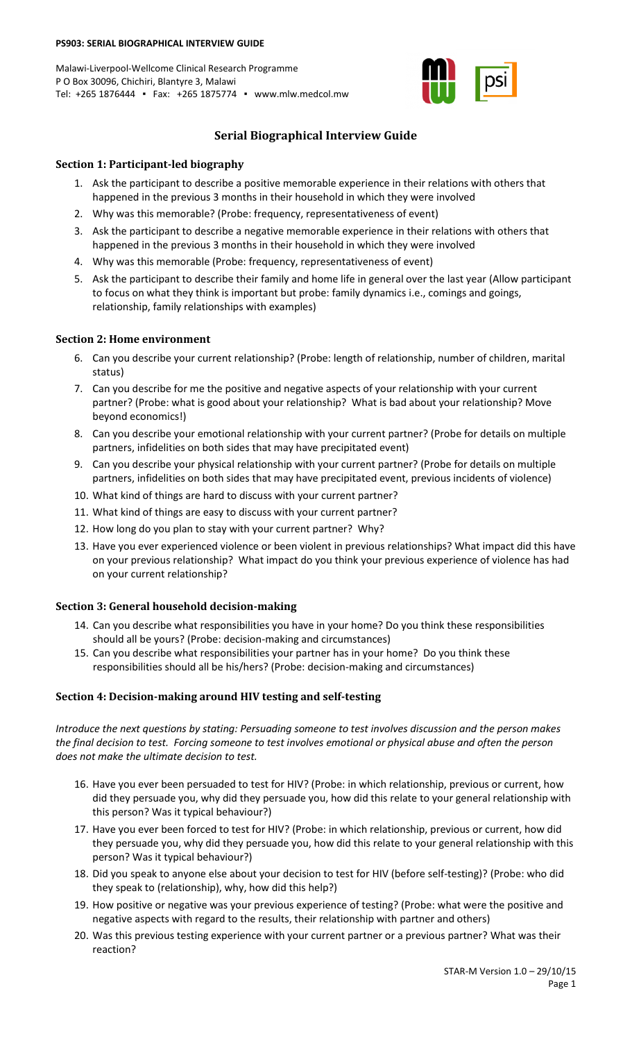**PS903: SERIAL BIOGRAPHICAL INTERVIEW GUIDE**

Malawi-Liverpool-Wellcome Clinical Research Programme
P O Box 30096, Chichiri, Blantyre 3, Malawi
Tel: +265 1876444 ▪ Fax: +265 1875774 ▪ www.mlw.medcol.mw

# Serial Biographical Interview Guide

## Section 1: Participant-led biography

1. Ask the participant to describe a positive memorable experience in their relations with others that happened in the previous 3 months in their household in which they were involved
2. Why was this memorable? (Probe: frequency, representativeness of event)
3. Ask the participant to describe a negative memorable experience in their relations with others that happened in the previous 3 months in their household in which they were involved
4. Why was this memorable (Probe: frequency, representativeness of event)
5. Ask the participant to describe their family and home life in general over the last year (Allow participant to focus on what they think is important but probe: family dynamics i.e., comings and goings, relationship, family relationships with examples)

## Section 2: Home environment

6. Can you describe your current relationship? (Probe: length of relationship, number of children, marital status)
7. Can you describe for me the positive and negative aspects of your relationship with your current partner? (Probe: what is good about your relationship? What is bad about your relationship? Move beyond economics!)
8. Can you describe your emotional relationship with your current partner? (Probe for details on multiple partners, infidelities on both sides that may have precipitated event)
9. Can you describe your physical relationship with your current partner? (Probe for details on multiple partners, infidelities on both sides that may have precipitated event, previous incidents of violence)
10. What kind of things are hard to discuss with your current partner?
11. What kind of things are easy to discuss with your current partner?
12. How long do you plan to stay with your current partner? Why?
13. Have you ever experienced violence or been violent in previous relationships? What impact did this have on your previous relationship? What impact do you think your previous experience of violence has had on your current relationship?

## Section 3: General household decision-making

14. Can you describe what responsibilities you have in your home? Do you think these responsibilities should all be yours? (Probe: decision-making and circumstances)
15. Can you describe what responsibilities your partner has in your home? Do you think these responsibilities should all be his/hers? (Probe: decision-making and circumstances)

## Section 4: Decision-making around HIV testing and self-testing

*Introduce the next questions by stating: Persuading someone to test involves discussion and the person makes the final decision to test. Forcing someone to test involves emotional or physical abuse and often the person does not make the ultimate decision to test.*

16. Have you ever been persuaded to test for HIV? (Probe: in which relationship, previous or current, how did they persuade you, why did they persuade you, how did this relate to your general relationship with this person? Was it typical behaviour?)
17. Have you ever been forced to test for HIV? (Probe: in which relationship, previous or current, how did they persuade you, why did they persuade you, how did this relate to your general relationship with this person? Was it typical behaviour?)
18. Did you speak to anyone else about your decision to test for HIV (before self-testing)? (Probe: who did they speak to (relationship), why, how did this help?)
19. How positive or negative was your previous experience of testing? (Probe: what were the positive and negative aspects with regard to the results, their relationship with partner and others)
20. Was this previous testing experience with your current partner or a previous partner? What was their reaction?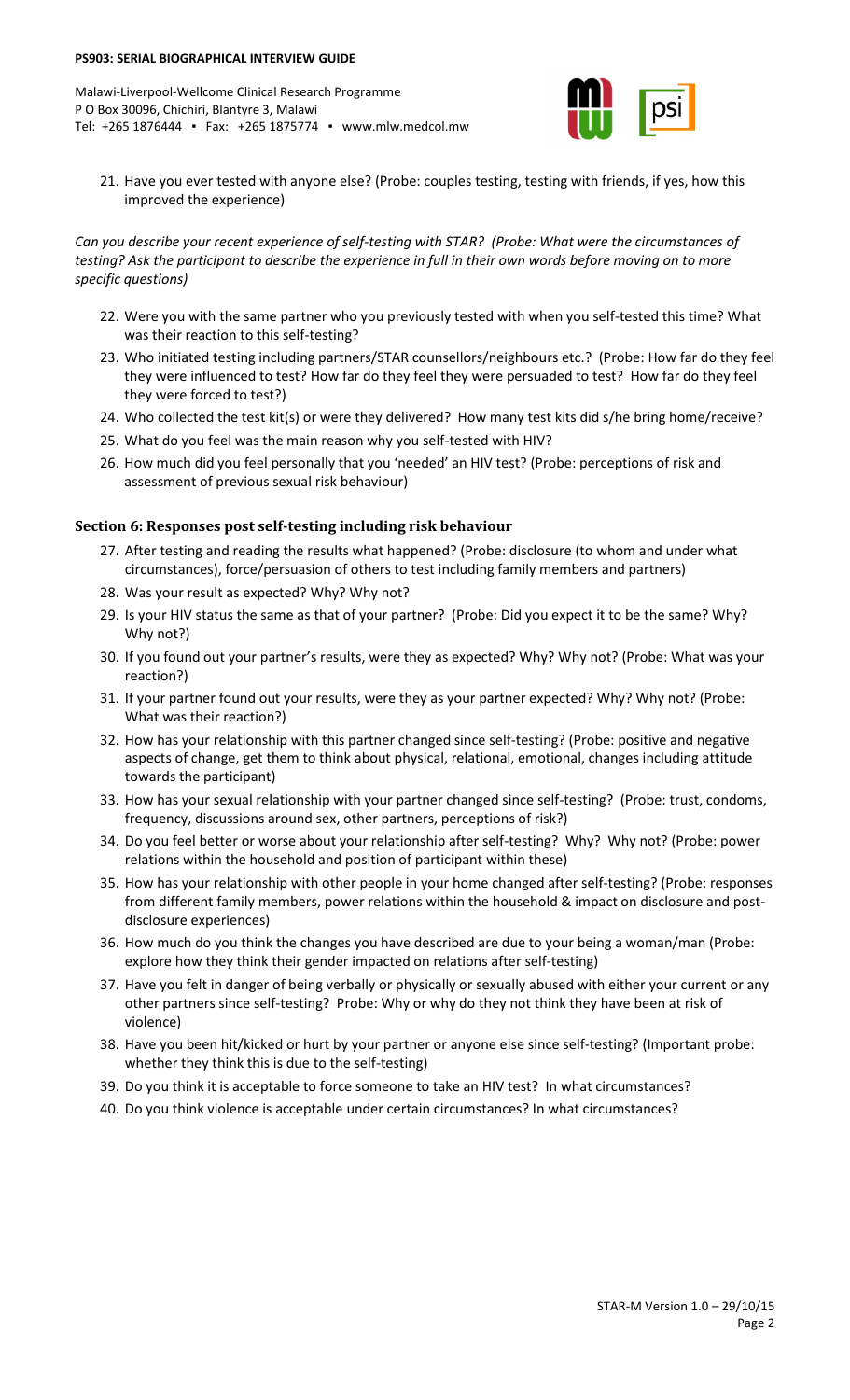21. Have you ever tested with anyone else? (Probe: couples testing, testing with friends, if yes, how this improved the experience)

*Can you describe your recent experience of self-testing with STAR? (Probe: What were the circumstances of testing? Ask the participant to describe the experience in full in their own words before moving on to more specific questions)*

22. Were you with the same partner who you previously tested with when you self-tested this time? What was their reaction to this self-testing?
23. Who initiated testing including partners/STAR counsellors/neighbours etc.? (Probe: How far do they feel they were influenced to test? How far do they feel they were persuaded to test? How far do they feel they were forced to test?)
24. Who collected the test kit(s) or were they delivered? How many test kits did s/he bring home/receive?
25. What do you feel was the main reason why you self-tested with HIV?
26. How much did you feel personally that you 'needed' an HIV test? (Probe: perceptions of risk and assessment of previous sexual risk behaviour)

## Section 6: Responses post self-testing including risk behaviour

27. After testing and reading the results what happened? (Probe: disclosure (to whom and under what circumstances), force/persuasion of others to test including family members and partners)
28. Was your result as expected? Why? Why not?
29. Is your HIV status the same as that of your partner? (Probe: Did you expect it to be the same? Why? Why not?)
30. If you found out your partner's results, were they as expected? Why? Why not? (Probe: What was your reaction?)
31. If your partner found out your results, were they as your partner expected? Why? Why not? (Probe: What was their reaction?)
32. How has your relationship with this partner changed since self-testing? (Probe: positive and negative aspects of change, get them to think about physical, relational, emotional, changes including attitude towards the participant)
33. How has your sexual relationship with your partner changed since self-testing? (Probe: trust, condoms, frequency, discussions around sex, other partners, perceptions of risk?)
34. Do you feel better or worse about your relationship after self-testing? Why? Why not? (Probe: power relations within the household and position of participant within these)
35. How has your relationship with other people in your home changed after self-testing? (Probe: responses from different family members, power relations within the household & impact on disclosure and post-disclosure experiences)
36. How much do you think the changes you have described are due to your being a woman/man (Probe: explore how they think their gender impacted on relations after self-testing)
37. Have you felt in danger of being verbally or physically or sexually abused with either your current or any other partners since self-testing? Probe: Why or why do they not think they have been at risk of violence)
38. Have you been hit/kicked or hurt by your partner or anyone else since self-testing? (Important probe: whether they think this is due to the self-testing)
39. Do you think it is acceptable to force someone to take an HIV test? In what circumstances?
40. Do you think violence is acceptable under certain circumstances? In what circumstances?